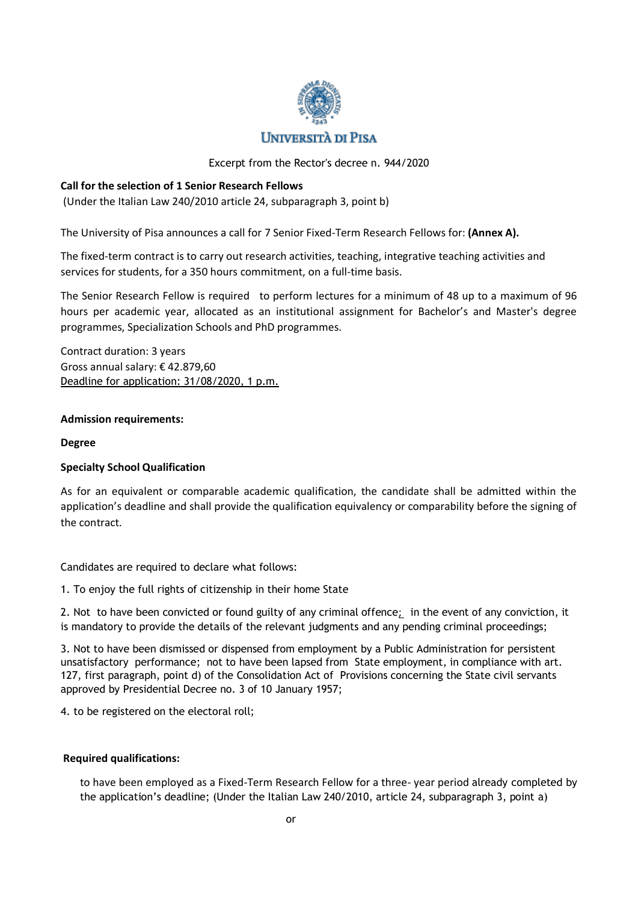UNIVERSITÀ DI PISA

Excerpt from the Rector's decree n. 944/2020

**Call for the selection of 1 Senior Research Fellows**

(Under the Italian Law 240/2010 article 24, subparagraph 3, point b)

The University of Pisa announces a call for 7 Senior Fixed-Term Research Fellows for: **(Annex A).**

The fixed-term contract is to carry out research activities, teaching, integrative teaching activities and services for students, for a 350 hours commitment, on a full-time basis.

The Senior Research Fellow is required to perform lectures for a minimum of 48 up to a maximum of 96 hours per academic year, allocated as an institutional assignment for Bachelor's and Master's degree programmes, Specialization Schools and PhD programmes.

Contract duration: 3 years
Gross annual salary: € 42.879,60
Deadline for application: 31/08/2020, 1 p.m.

**Admission requirements:**

**Degree**

**Specialty School Qualification**

As for an equivalent or comparable academic qualification, the candidate shall be admitted within the application's deadline and shall provide the qualification equivalency or comparability before the signing of the contract.

Candidates are required to declare what follows:

1. To enjoy the full rights of citizenship in their home State

2. Not to have been convicted or found guilty of any criminal offence; in the event of any conviction, it is mandatory to provide the details of the relevant judgments and any pending criminal proceedings;

3. Not to have been dismissed or dispensed from employment by a Public Administration for persistent unsatisfactory performance; not to have been lapsed from State employment, in compliance with art. 127, first paragraph, point d) of the Consolidation Act of Provisions concerning the State civil servants approved by Presidential Decree no. 3 of 10 January 1957;

4. to be registered on the electoral roll;

**Required qualifications:**

to have been employed as a Fixed-Term Research Fellow for a three- year period already completed by the application's deadline; (Under the Italian Law 240/2010, article 24, subparagraph 3, point a)

or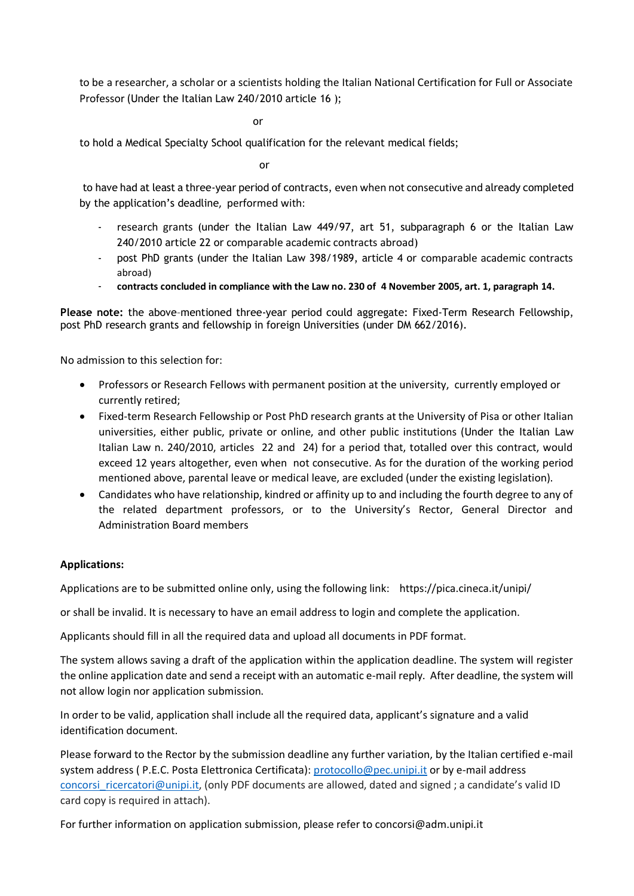to be a researcher, a scholar or a scientists holding the Italian National Certification for Full or Associate Professor (Under the Italian Law 240/2010 article 16 );

or

to hold a Medical Specialty School qualification for the relevant medical fields;

or

to have had at least a three-year period of contracts, even when not consecutive and already completed by the application's deadline, performed with:

- research grants (under the Italian Law 449/97, art 51, subparagraph 6 or the Italian Law 240/2010 article 22 or comparable academic contracts abroad)
- post PhD grants (under the Italian Law 398/1989, article 4 or comparable academic contracts abroad)
- **contracts concluded in compliance with the Law no. 230 of 4 November 2005, art. 1, paragraph 14.**

**Please note:** the above-mentioned three-year period could aggregate: Fixed-Term Research Fellowship, post PhD research grants and fellowship in foreign Universities (under DM 662/2016).

No admission to this selection for:

- Professors or Research Fellows with permanent position at the university, currently employed or currently retired;
- Fixed-term Research Fellowship or Post PhD research grants at the University of Pisa or other Italian universities, either public, private or online, and other public institutions (Under the Italian Law Italian Law n. 240/2010, articles 22 and 24) for a period that, totalled over this contract, would exceed 12 years altogether, even when not consecutive. As for the duration of the working period mentioned above, parental leave or medical leave, are excluded (under the existing legislation).
- Candidates who have relationship, kindred or affinity up to and including the fourth degree to any of the related department professors, or to the University's Rector, General Director and Administration Board members

**Applications:**

Applications are to be submitted online only, using the following link: https://pica.cineca.it/unipi/

or shall be invalid. It is necessary to have an email address to login and complete the application.

Applicants should fill in all the required data and upload all documents in PDF format.

The system allows saving a draft of the application within the application deadline. The system will register the online application date and send a receipt with an automatic e-mail reply. After deadline, the system will not allow login nor application submission.

In order to be valid, application shall include all the required data, applicant's signature and a valid identification document.

Please forward to the Rector by the submission deadline any further variation, by the Italian certified e-mail system address ( P.E.C. Posta Elettronica Certificata): protocollo@pec.unipi.it or by e-mail address concorsi_ricercatori@unipi.it, (only PDF documents are allowed, dated and signed ; a candidate's valid ID card copy is required in attach).

For further information on application submission, please refer to concorsi@adm.unipi.it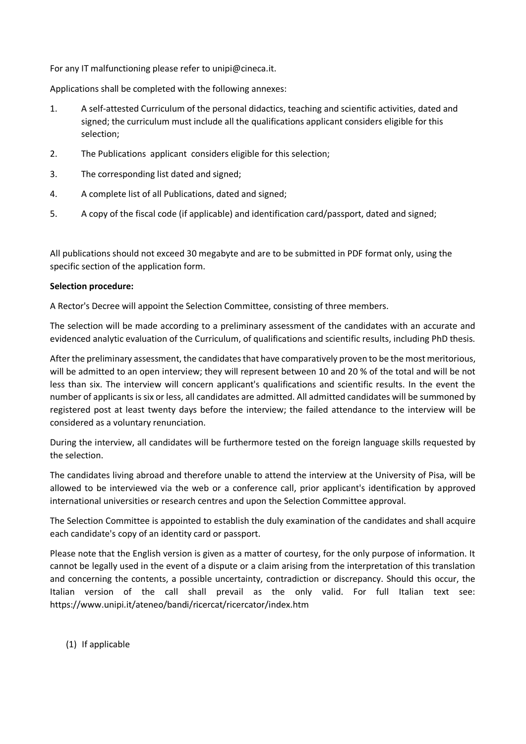For any IT malfunctioning please refer to unipi@cineca.it.

Applications shall be completed with the following annexes:

1. A self-attested Curriculum of the personal didactics, teaching and scientific activities, dated and signed; the curriculum must include all the qualifications applicant considers eligible for this selection;
2. The Publications applicant considers eligible for this selection;
3. The corresponding list dated and signed;
4. A complete list of all Publications, dated and signed;
5. A copy of the fiscal code (if applicable) and identification card/passport, dated and signed;

All publications should not exceed 30 megabyte and are to be submitted in PDF format only, using the specific section of the application form.

**Selection procedure:**

A Rector's Decree will appoint the Selection Committee, consisting of three members.

The selection will be made according to a preliminary assessment of the candidates with an accurate and evidenced analytic evaluation of the Curriculum, of qualifications and scientific results, including PhD thesis.

After the preliminary assessment, the candidates that have comparatively proven to be the most meritorious, will be admitted to an open interview; they will represent between 10 and 20 % of the total and will be not less than six. The interview will concern applicant's qualifications and scientific results. In the event the number of applicants is six or less, all candidates are admitted. All admitted candidates will be summoned by registered post at least twenty days before the interview; the failed attendance to the interview will be considered as a voluntary renunciation.

During the interview, all candidates will be furthermore tested on the foreign language skills requested by the selection.

The candidates living abroad and therefore unable to attend the interview at the University of Pisa, will be allowed to be interviewed via the web or a conference call, prior applicant's identification by approved international universities or research centres and upon the Selection Committee approval.

The Selection Committee is appointed to establish the duly examination of the candidates and shall acquire each candidate's copy of an identity card or passport.

Please note that the English version is given as a matter of courtesy, for the only purpose of information. It cannot be legally used in the event of a dispute or a claim arising from the interpretation of this translation and concerning the contents, a possible uncertainty, contradiction or discrepancy. Should this occur, the Italian version of the call shall prevail as the only valid. For full Italian text see: https://www.unipi.it/ateneo/bandi/ricercat/ricercator/index.htm

(1) If applicable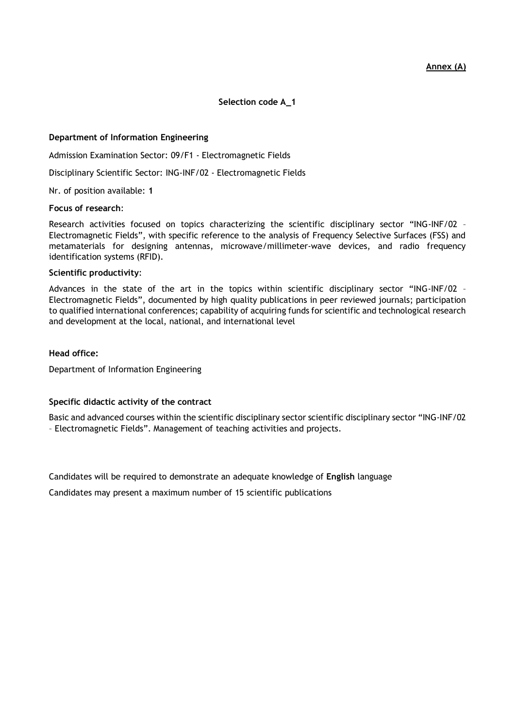**Annex (A)**

**Selection code A_1**

**Department of Information Engineering**

Admission Examination Sector: 09/F1 - Electromagnetic Fields

Disciplinary Scientific Sector: ING-INF/02 - Electromagnetic Fields

Nr. of position available: **1**

**Focus of research**:

Research activities focused on topics characterizing the scientific disciplinary sector "ING-INF/02 – Electromagnetic Fields", with specific reference to the analysis of Frequency Selective Surfaces (FSS) and metamaterials for designing antennas, microwave/millimeter-wave devices, and radio frequency identification systems (RFID).

**Scientific productivity**:

Advances in the state of the art in the topics within scientific disciplinary sector "ING-INF/02 – Electromagnetic Fields", documented by high quality publications in peer reviewed journals; participation to qualified international conferences; capability of acquiring funds for scientific and technological research and development at the local, national, and international level

**Head office:**

Department of Information Engineering

**Specific didactic activity of the contract**

Basic and advanced courses within the scientific disciplinary sector scientific disciplinary sector "ING-INF/02 – Electromagnetic Fields". Management of teaching activities and projects.

Candidates will be required to demonstrate an adequate knowledge of **English** language

Candidates may present a maximum number of 15 scientific publications